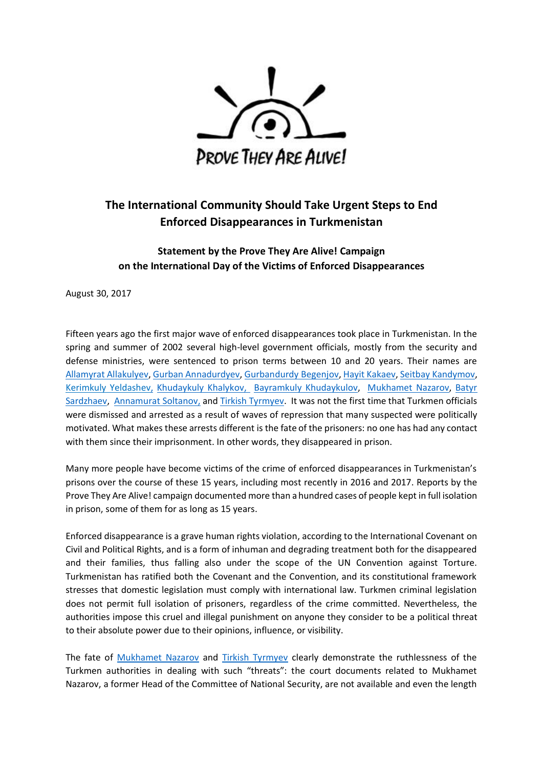PROVE THEY ARE ALIVE!

# The International Community Should Take Urgent Steps to End Enforced Disappearances in Turkmenistan

## Statement by the Prove They Are Alive! Campaign on the International Day of the Victims of Enforced Disappearances

August 30, 2017

Fifteen years ago the first major wave of enforced disappearances took place in Turkmenistan. In the spring and summer of 2002 several high-level government officials, mostly from the security and defense ministries, were sentenced to prison terms between 10 and 20 years. Their names are Allamyrat Allakulyev, Gurban Annadurdyev, Gurbandurdy Begenjov, Hayit Kakaev, Seitbay Kandymov, Kerimkuly Yeldashev, Khudaykuly Khalykov, Bayramkuly Khudaykulov, Mukhamet Nazarov, Batyr Sardzhaev, Annamurat Soltanov, and Tirkish Tyrmyev. It was not the first time that Turkmen officials were dismissed and arrested as a result of waves of repression that many suspected were politically motivated. What makes these arrests different is the fate of the prisoners: no one has had any contact with them since their imprisonment. In other words, they disappeared in prison.

Many more people have become victims of the crime of enforced disappearances in Turkmenistan's prisons over the course of these 15 years, including most recently in 2016 and 2017. Reports by the Prove They Are Alive! campaign documented more than a hundred cases of people kept in full isolation in prison, some of them for as long as 15 years.

Enforced disappearance is a grave human rights violation, according to the International Covenant on Civil and Political Rights, and is a form of inhuman and degrading treatment both for the disappeared and their families, thus falling also under the scope of the UN Convention against Torture. Turkmenistan has ratified both the Covenant and the Convention, and its constitutional framework stresses that domestic legislation must comply with international law. Turkmen criminal legislation does not permit full isolation of prisoners, regardless of the crime committed. Nevertheless, the authorities impose this cruel and illegal punishment on anyone they consider to be a political threat to their absolute power due to their opinions, influence, or visibility.

The fate of Mukhamet Nazarov and Tirkish Tyrmyev clearly demonstrate the ruthlessness of the Turkmen authorities in dealing with such "threats": the court documents related to Mukhamet Nazarov, a former Head of the Committee of National Security, are not available and even the length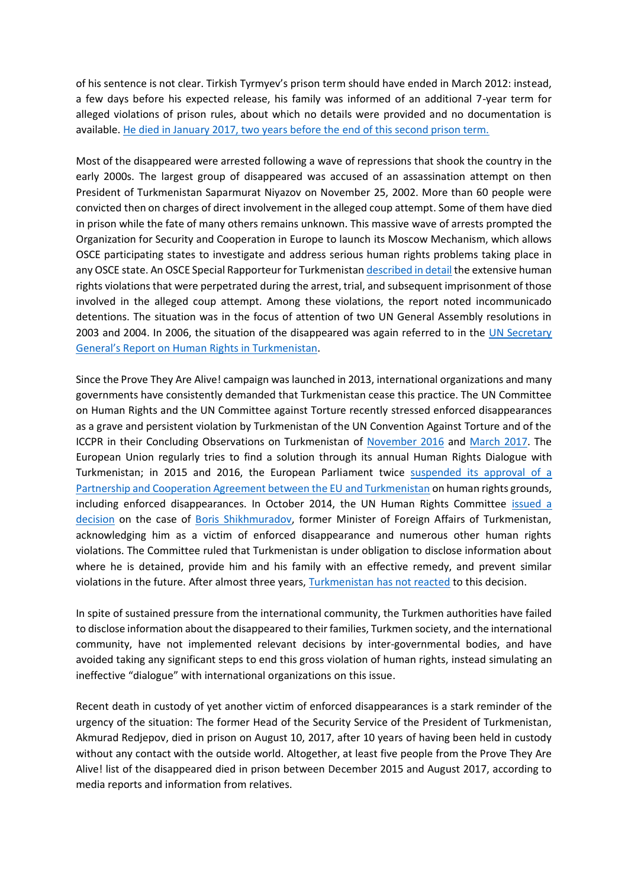of his sentence is not clear. Tirkish Tyrmyev's prison term should have ended in March 2012: instead, a few days before his expected release, his family was informed of an additional 7-year term for alleged violations of prison rules, about which no details were provided and no documentation is available. He died in January 2017, two years before the end of this second prison term.

Most of the disappeared were arrested following a wave of repressions that shook the country in the early 2000s. The largest group of disappeared was accused of an assassination attempt on then President of Turkmenistan Saparmurat Niyazov on November 25, 2002. More than 60 people were convicted then on charges of direct involvement in the alleged coup attempt. Some of them have died in prison while the fate of many others remains unknown. This massive wave of arrests prompted the Organization for Security and Cooperation in Europe to launch its Moscow Mechanism, which allows OSCE participating states to investigate and address serious human rights problems taking place in any OSCE state. An OSCE Special Rapporteur for Turkmenistan described in detail the extensive human rights violations that were perpetrated during the arrest, trial, and subsequent imprisonment of those involved in the alleged coup attempt. Among these violations, the report noted incommunicado detentions. The situation was in the focus of attention of two UN General Assembly resolutions in 2003 and 2004. In 2006, the situation of the disappeared was again referred to in the UN Secretary General's Report on Human Rights in Turkmenistan.

Since the Prove They Are Alive! campaign was launched in 2013, international organizations and many governments have consistently demanded that Turkmenistan cease this practice. The UN Committee on Human Rights and the UN Committee against Torture recently stressed enforced disappearances as a grave and persistent violation by Turkmenistan of the UN Convention Against Torture and of the ICCPR in their Concluding Observations on Turkmenistan of November 2016 and March 2017. The European Union regularly tries to find a solution through its annual Human Rights Dialogue with Turkmenistan; in 2015 and 2016, the European Parliament twice suspended its approval of a Partnership and Cooperation Agreement between the EU and Turkmenistan on human rights grounds, including enforced disappearances. In October 2014, the UN Human Rights Committee issued a decision on the case of Boris Shikhmuradov, former Minister of Foreign Affairs of Turkmenistan, acknowledging him as a victim of enforced disappearance and numerous other human rights violations. The Committee ruled that Turkmenistan is under obligation to disclose information about where he is detained, provide him and his family with an effective remedy, and prevent similar violations in the future. After almost three years, Turkmenistan has not reacted to this decision.

In spite of sustained pressure from the international community, the Turkmen authorities have failed to disclose information about the disappeared to their families, Turkmen society, and the international community, have not implemented relevant decisions by inter-governmental bodies, and have avoided taking any significant steps to end this gross violation of human rights, instead simulating an ineffective "dialogue" with international organizations on this issue.

Recent death in custody of yet another victim of enforced disappearances is a stark reminder of the urgency of the situation: The former Head of the Security Service of the President of Turkmenistan, Akmurad Redjepov, died in prison on August 10, 2017, after 10 years of having been held in custody without any contact with the outside world. Altogether, at least five people from the Prove They Are Alive! list of the disappeared died in prison between December 2015 and August 2017, according to media reports and information from relatives.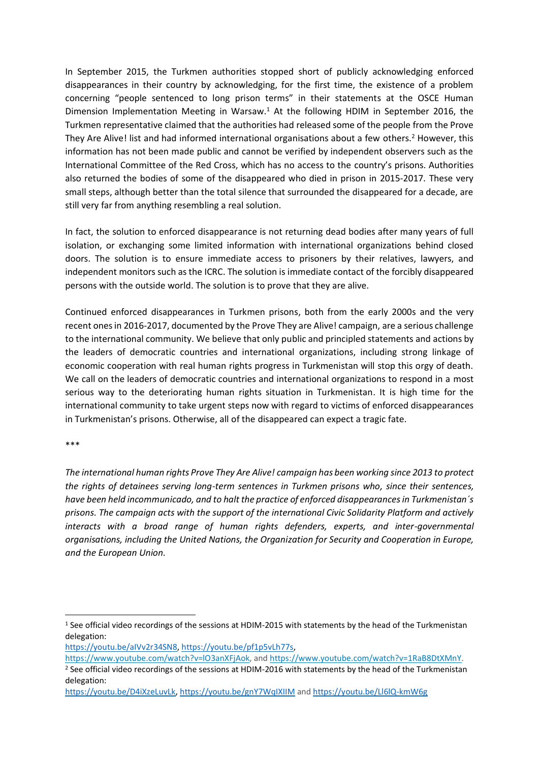In September 2015, the Turkmen authorities stopped short of publicly acknowledging enforced disappearances in their country by acknowledging, for the first time, the existence of a problem concerning "people sentenced to long prison terms" in their statements at the OSCE Human Dimension Implementation Meeting in Warsaw.[1] At the following HDIM in September 2016, the Turkmen representative claimed that the authorities had released some of the people from the Prove They Are Alive! list and had informed international organisations about a few others.[2] However, this information has not been made public and cannot be verified by independent observers such as the International Committee of the Red Cross, which has no access to the country's prisons. Authorities also returned the bodies of some of the disappeared who died in prison in 2015-2017. These very small steps, although better than the total silence that surrounded the disappeared for a decade, are still very far from anything resembling a real solution.

In fact, the solution to enforced disappearance is not returning dead bodies after many years of full isolation, or exchanging some limited information with international organizations behind closed doors. The solution is to ensure immediate access to prisoners by their relatives, lawyers, and independent monitors such as the ICRC. The solution is immediate contact of the forcibly disappeared persons with the outside world. The solution is to prove that they are alive.

Continued enforced disappearances in Turkmen prisons, both from the early 2000s and the very recent ones in 2016-2017, documented by the Prove They are Alive! campaign, are a serious challenge to the international community. We believe that only public and principled statements and actions by the leaders of democratic countries and international organizations, including strong linkage of economic cooperation with real human rights progress in Turkmenistan will stop this orgy of death. We call on the leaders of democratic countries and international organizations to respond in a most serious way to the deteriorating human rights situation in Turkmenistan. It is high time for the international community to take urgent steps now with regard to victims of enforced disappearances in Turkmenistan's prisons. Otherwise, all of the disappeared can expect a tragic fate.

***

*The international human rights Prove They Are Alive! campaign has been working since 2013 to protect the rights of detainees serving long-term sentences in Turkmen prisons who, since their sentences, have been held incommunicado, and to halt the practice of enforced disappearances in Turkmenistan´s prisons. The campaign acts with the support of the international Civic Solidarity Platform and actively interacts with a broad range of human rights defenders, experts, and inter-governmental organisations, including the United Nations, the Organization for Security and Cooperation in Europe, and the European Union.*

---

[1] See official video recordings of the sessions at HDIM-2015 with statements by the head of the Turkmenistan delegation:
https://youtu.be/aIVv2r34SN8, https://youtu.be/pf1p5vLh77s,
https://www.youtube.com/watch?v=lO3anXFjAok, and https://www.youtube.com/watch?v=1RaB8DtXMnY.

[2] See official video recordings of the sessions at HDIM-2016 with statements by the head of the Turkmenistan delegation:
https://youtu.be/D4iXzeLuvLk, https://youtu.be/gnY7WqIXIIM and https://youtu.be/Ll6lQ-kmW6g